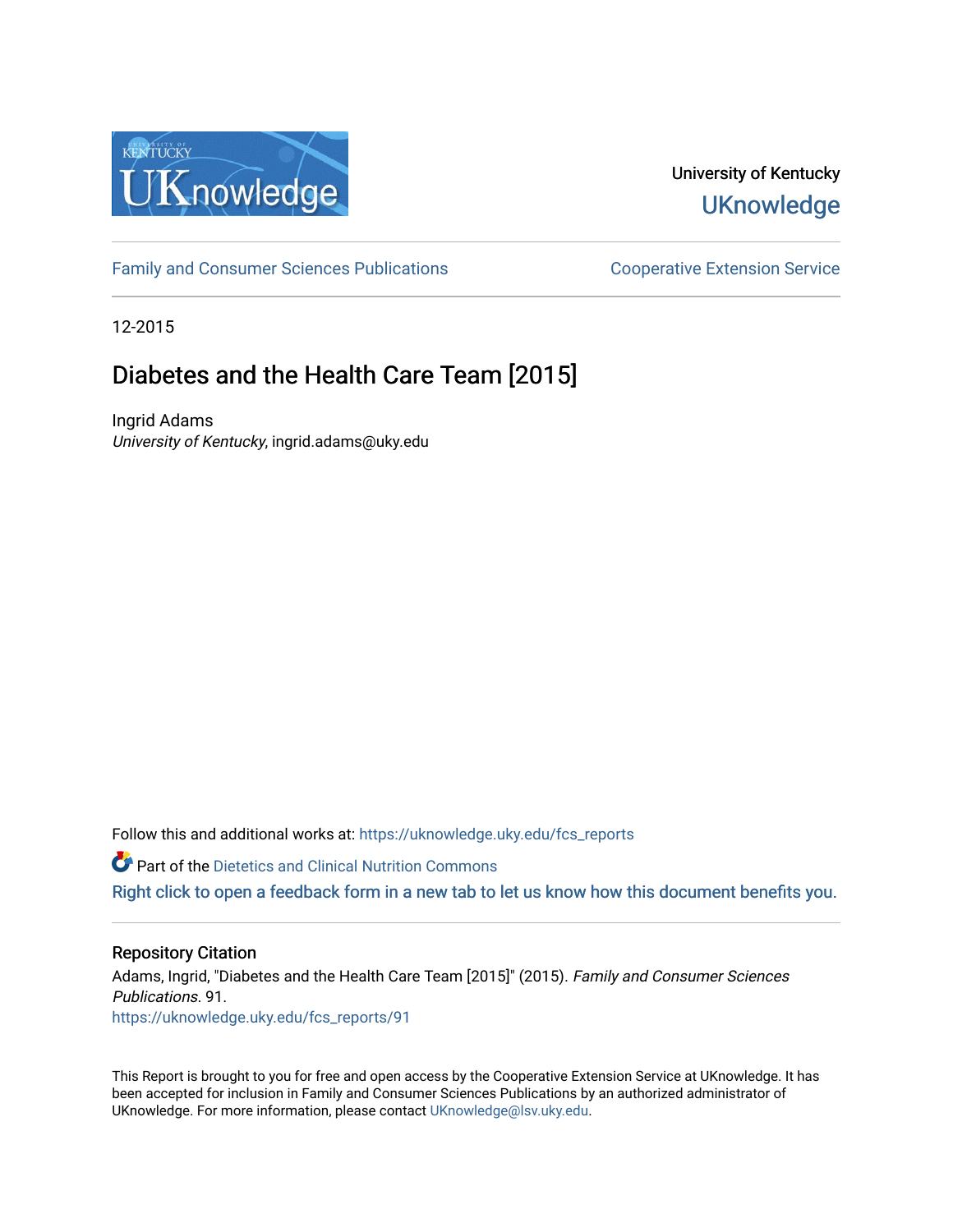University of Kentucky
UKnowledge

Family and Consumer Sciences Publications | Cooperative Extension Service

12-2015

# Diabetes and the Health Care Team [2015]

Ingrid Adams
*University of Kentucky*, ingrid.adams@uky.edu

Follow this and additional works at: https://uknowledge.uky.edu/fcs_reports

Part of the Dietetics and Clinical Nutrition Commons

Right click to open a feedback form in a new tab to let us know how this document benefits you.

## Repository Citation

Adams, Ingrid, "Diabetes and the Health Care Team [2015]" (2015). *Family and Consumer Sciences Publications*. 91.
https://uknowledge.uky.edu/fcs_reports/91

This Report is brought to you for free and open access by the Cooperative Extension Service at UKnowledge. It has been accepted for inclusion in Family and Consumer Sciences Publications by an authorized administrator of UKnowledge. For more information, please contact UKnowledge@lsv.uky.edu.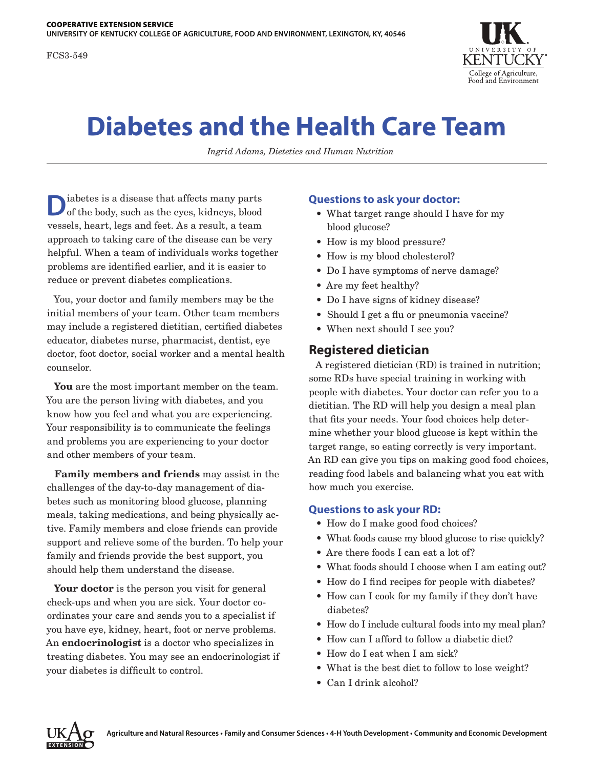COOPERATIVE EXTENSION SERVICE
UNIVERSITY OF KENTUCKY COLLEGE OF AGRICULTURE, FOOD AND ENVIRONMENT, LEXINGTON, KY, 40546

FCS3-549

# Diabetes and the Health Care Team

*Ingrid Adams, Dietetics and Human Nutrition*

Diabetes is a disease that affects many parts of the body, such as the eyes, kidneys, blood vessels, heart, legs and feet. As a result, a team approach to taking care of the disease can be very helpful. When a team of individuals works together problems are identified earlier, and it is easier to reduce or prevent diabetes complications.

You, your doctor and family members may be the initial members of your team. Other team members may include a registered dietitian, certified diabetes educator, diabetes nurse, pharmacist, dentist, eye doctor, foot doctor, social worker and a mental health counselor.

**You** are the most important member on the team. You are the person living with diabetes, and you know how you feel and what you are experiencing. Your responsibility is to communicate the feelings and problems you are experiencing to your doctor and other members of your team.

**Family members and friends** may assist in the challenges of the day-to-day management of diabetes such as monitoring blood glucose, planning meals, taking medications, and being physically active. Family members and close friends can provide support and relieve some of the burden. To help your family and friends provide the best support, you should help them understand the disease.

**Your doctor** is the person you visit for general check-ups and when you are sick. Your doctor coordinates your care and sends you to a specialist if you have eye, kidney, heart, foot or nerve problems. An **endocrinologist** is a doctor who specializes in treating diabetes. You may see an endocrinologist if your diabetes is difficult to control.

### Questions to ask your doctor:

- What target range should I have for my blood glucose?
- How is my blood pressure?
- How is my blood cholesterol?
- Do I have symptoms of nerve damage?
- Are my feet healthy?
- Do I have signs of kidney disease?
- Should I get a flu or pneumonia vaccine?
- When next should I see you?

## Registered dietician

A registered dietician (RD) is trained in nutrition; some RDs have special training in working with people with diabetes. Your doctor can refer you to a dietitian. The RD will help you design a meal plan that fits your needs. Your food choices help determine whether your blood glucose is kept within the target range, so eating correctly is very important. An RD can give you tips on making good food choices, reading food labels and balancing what you eat with how much you exercise.

### Questions to ask your RD:

- How do I make good food choices?
- What foods cause my blood glucose to rise quickly?
- Are there foods I can eat a lot of?
- What foods should I choose when I am eating out?
- How do I find recipes for people with diabetes?
- How can I cook for my family if they don't have diabetes?
- How do I include cultural foods into my meal plan?
- How can I afford to follow a diabetic diet?
- How do I eat when I am sick?
- What is the best diet to follow to lose weight?
- Can I drink alcohol?

Agriculture and Natural Resources • Family and Consumer Sciences • 4-H Youth Development • Community and Economic Development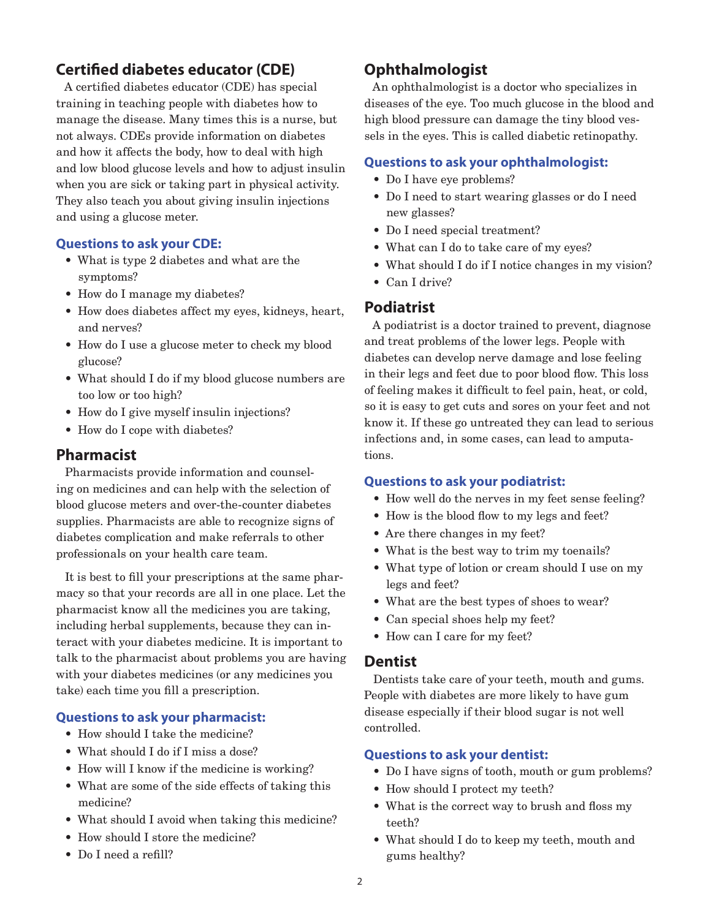## Certified diabetes educator (CDE)

A certified diabetes educator (CDE) has special training in teaching people with diabetes how to manage the disease. Many times this is a nurse, but not always. CDEs provide information on diabetes and how it affects the body, how to deal with high and low blood glucose levels and how to adjust insulin when you are sick or taking part in physical activity. They also teach you about giving insulin injections and using a glucose meter.

### Questions to ask your CDE:

- What is type 2 diabetes and what are the symptoms?
- How do I manage my diabetes?
- How does diabetes affect my eyes, kidneys, heart, and nerves?
- How do I use a glucose meter to check my blood glucose?
- What should I do if my blood glucose numbers are too low or too high?
- How do I give myself insulin injections?
- How do I cope with diabetes?

## Pharmacist

Pharmacists provide information and counseling on medicines and can help with the selection of blood glucose meters and over-the-counter diabetes supplies. Pharmacists are able to recognize signs of diabetes complication and make referrals to other professionals on your health care team.

It is best to fill your prescriptions at the same pharmacy so that your records are all in one place. Let the pharmacist know all the medicines you are taking, including herbal supplements, because they can interact with your diabetes medicine. It is important to talk to the pharmacist about problems you are having with your diabetes medicines (or any medicines you take) each time you fill a prescription.

### Questions to ask your pharmacist:

- How should I take the medicine?
- What should I do if I miss a dose?
- How will I know if the medicine is working?
- What are some of the side effects of taking this medicine?
- What should I avoid when taking this medicine?
- How should I store the medicine?
- Do I need a refill?

## Ophthalmologist

An ophthalmologist is a doctor who specializes in diseases of the eye. Too much glucose in the blood and high blood pressure can damage the tiny blood vessels in the eyes. This is called diabetic retinopathy.

### Questions to ask your ophthalmologist:

- Do I have eye problems?
- Do I need to start wearing glasses or do I need new glasses?
- Do I need special treatment?
- What can I do to take care of my eyes?
- What should I do if I notice changes in my vision?
- Can I drive?

## Podiatrist

A podiatrist is a doctor trained to prevent, diagnose and treat problems of the lower legs. People with diabetes can develop nerve damage and lose feeling in their legs and feet due to poor blood flow. This loss of feeling makes it difficult to feel pain, heat, or cold, so it is easy to get cuts and sores on your feet and not know it. If these go untreated they can lead to serious infections and, in some cases, can lead to amputations.

### Questions to ask your podiatrist:

- How well do the nerves in my feet sense feeling?
- How is the blood flow to my legs and feet?
- Are there changes in my feet?
- What is the best way to trim my toenails?
- What type of lotion or cream should I use on my legs and feet?
- What are the best types of shoes to wear?
- Can special shoes help my feet?
- How can I care for my feet?

## Dentist

Dentists take care of your teeth, mouth and gums. People with diabetes are more likely to have gum disease especially if their blood sugar is not well controlled.

### Questions to ask your dentist:

- Do I have signs of tooth, mouth or gum problems?
- How should I protect my teeth?
- What is the correct way to brush and floss my teeth?
- What should I do to keep my teeth, mouth and gums healthy?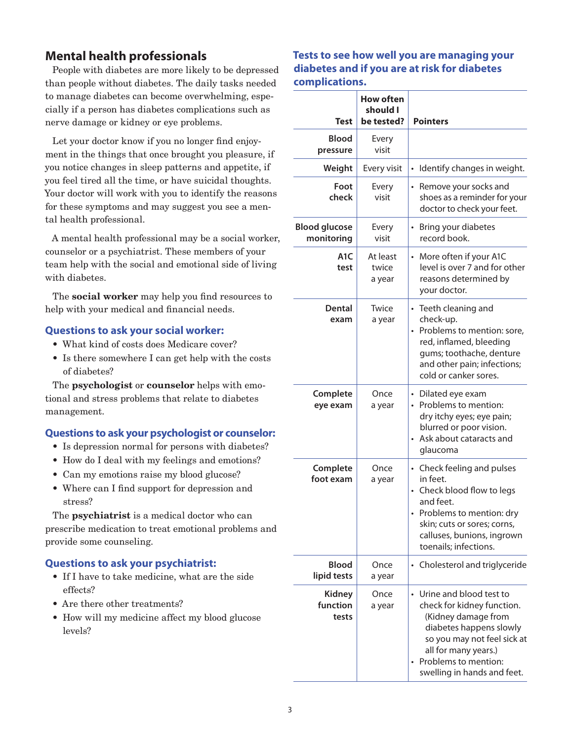## Mental health professionals

People with diabetes are more likely to be depressed than people without diabetes. The daily tasks needed to manage diabetes can become overwhelming, especially if a person has diabetes complications such as nerve damage or kidney or eye problems.

Let your doctor know if you no longer find enjoyment in the things that once brought you pleasure, if you notice changes in sleep patterns and appetite, if you feel tired all the time, or have suicidal thoughts. Your doctor will work with you to identify the reasons for these symptoms and may suggest you see a mental health professional.

A mental health professional may be a social worker, counselor or a psychiatrist. These members of your team help with the social and emotional side of living with diabetes.

The **social worker** may help you find resources to help with your medical and financial needs.

### Questions to ask your social worker:

- What kind of costs does Medicare cover?
- Is there somewhere I can get help with the costs of diabetes?

The **psychologist** or **counselor** helps with emotional and stress problems that relate to diabetes management.

### Questions to ask your psychologist or counselor:

- Is depression normal for persons with diabetes?
- How do I deal with my feelings and emotions?
- Can my emotions raise my blood glucose?
- Where can I find support for depression and stress?

The **psychiatrist** is a medical doctor who can prescribe medication to treat emotional problems and provide some counseling.

### Questions to ask your psychiatrist:

- If I have to take medicine, what are the side effects?
- Are there other treatments?
- How will my medicine affect my blood glucose levels?

### Tests to see how well you are managing your diabetes and if you are at risk for diabetes complications.

| Test | How often should I be tested? | Pointers |
|---|---|---|
| Blood pressure | Every visit | |
| Weight | Every visit | • Identify changes in weight. |
| Foot check | Every visit | • Remove your socks and shoes as a reminder for your doctor to check your feet. |
| Blood glucose monitoring | Every visit | • Bring your diabetes record book. |
| A1C test | At least twice a year | • More often if your A1C level is over 7 and for other reasons determined by your doctor. |
| Dental exam | Twice a year | • Teeth cleaning and check-up. • Problems to mention: sore, red, inflamed, bleeding gums; toothache, denture and other pain; infections; cold or canker sores. |
| Complete eye exam | Once a year | • Dilated eye exam • Problems to mention: dry itchy eyes; eye pain; blurred or poor vision. • Ask about cataracts and glaucoma |
| Complete foot exam | Once a year | • Check feeling and pulses in feet. • Check blood flow to legs and feet. • Problems to mention: dry skin; cuts or sores; corns, calluses, bunions, ingrown toenails; infections. |
| Blood lipid tests | Once a year | • Cholesterol and triglyceride |
| Kidney function tests | Once a year | • Urine and blood test to check for kidney function. (Kidney damage from diabetes happens slowly so you may not feel sick at all for many years.) • Problems to mention: swelling in hands and feet. |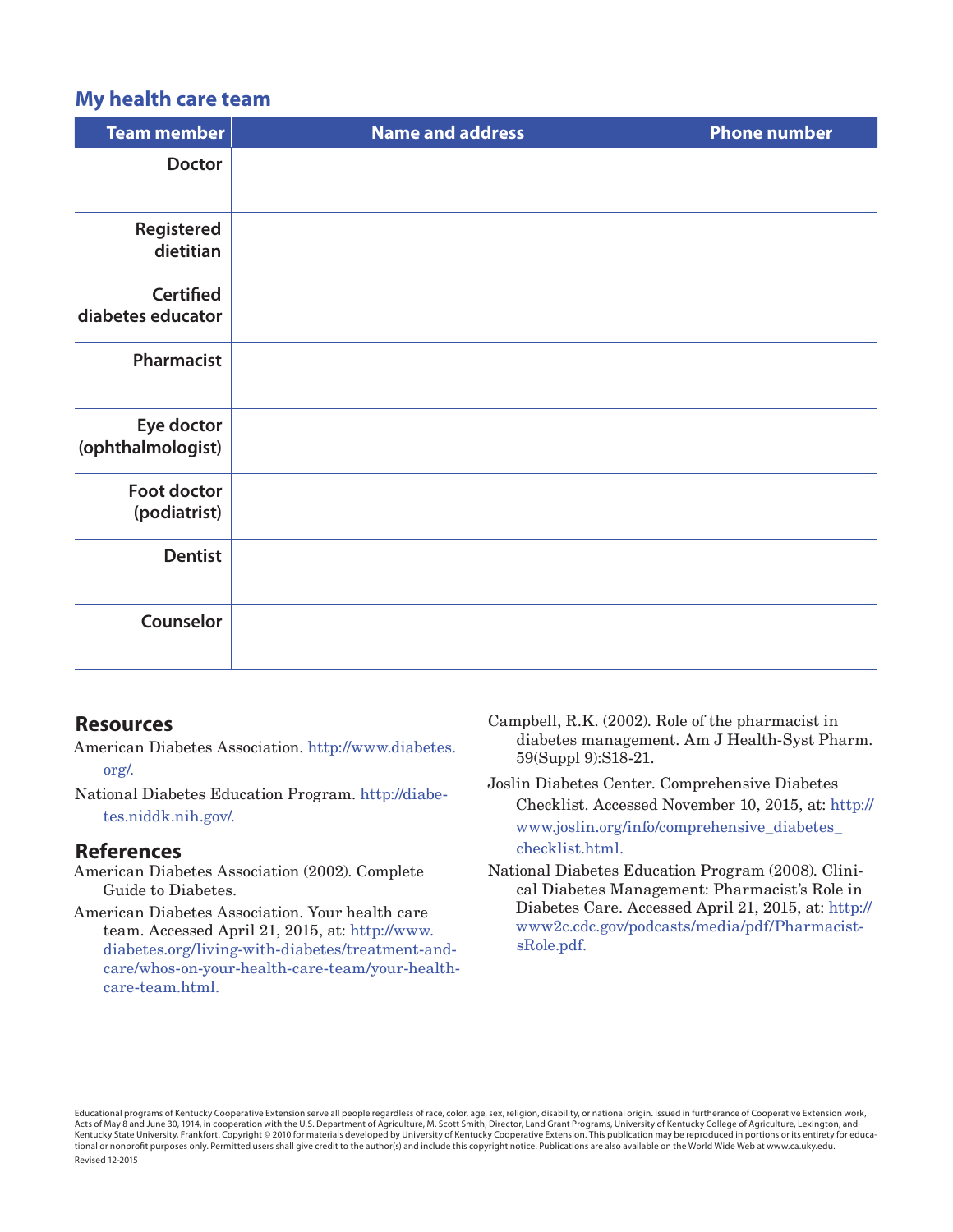## My health care team

| Team member | Name and address | Phone number |
| --- | --- | --- |
| Doctor | | |
| Registered dietitian | | |
| Certified diabetes educator | | |
| Pharmacist | | |
| Eye doctor (ophthalmologist) | | |
| Foot doctor (podiatrist) | | |
| Dentist | | |
| Counselor | | |

## Resources

American Diabetes Association. http://www.diabetes.org/.

National Diabetes Education Program. http://diabetes.niddk.nih.gov/.

## References

American Diabetes Association (2002). Complete Guide to Diabetes.

American Diabetes Association. Your health care team. Accessed April 21, 2015, at: http://www.diabetes.org/living-with-diabetes/treatment-and-care/whos-on-your-health-care-team/your-health-care-team.html.

Campbell, R.K. (2002). Role of the pharmacist in diabetes management. Am J Health-Syst Pharm. 59(Suppl 9):S18-21.

Joslin Diabetes Center. Comprehensive Diabetes Checklist. Accessed November 10, 2015, at: http://www.joslin.org/info/comprehensive_diabetes_checklist.html.

National Diabetes Education Program (2008). Clinical Diabetes Management: Pharmacist's Role in Diabetes Care. Accessed April 21, 2015, at: http://www2c.cdc.gov/podcasts/media/pdf/PharmacistsRole.pdf.

Educational programs of Kentucky Cooperative Extension serve all people regardless of race, color, age, sex, religion, disability, or national origin. Issued in furtherance of Cooperative Extension work, Acts of May 8 and June 30, 1914, in cooperation with the U.S. Department of Agriculture, M. Scott Smith, Director, Land Grant Programs, University of Kentucky College of Agriculture, Lexington, and Kentucky State University, Frankfort. Copyright © 2010 for materials developed by University of Kentucky Cooperative Extension. This publication may be reproduced in portions or its entirety for educational or nonprofit purposes only. Permitted users shall give credit to the author(s) and include this copyright notice. Publications are also available on the World Wide Web at www.ca.uky.edu.

Revised 12-2015